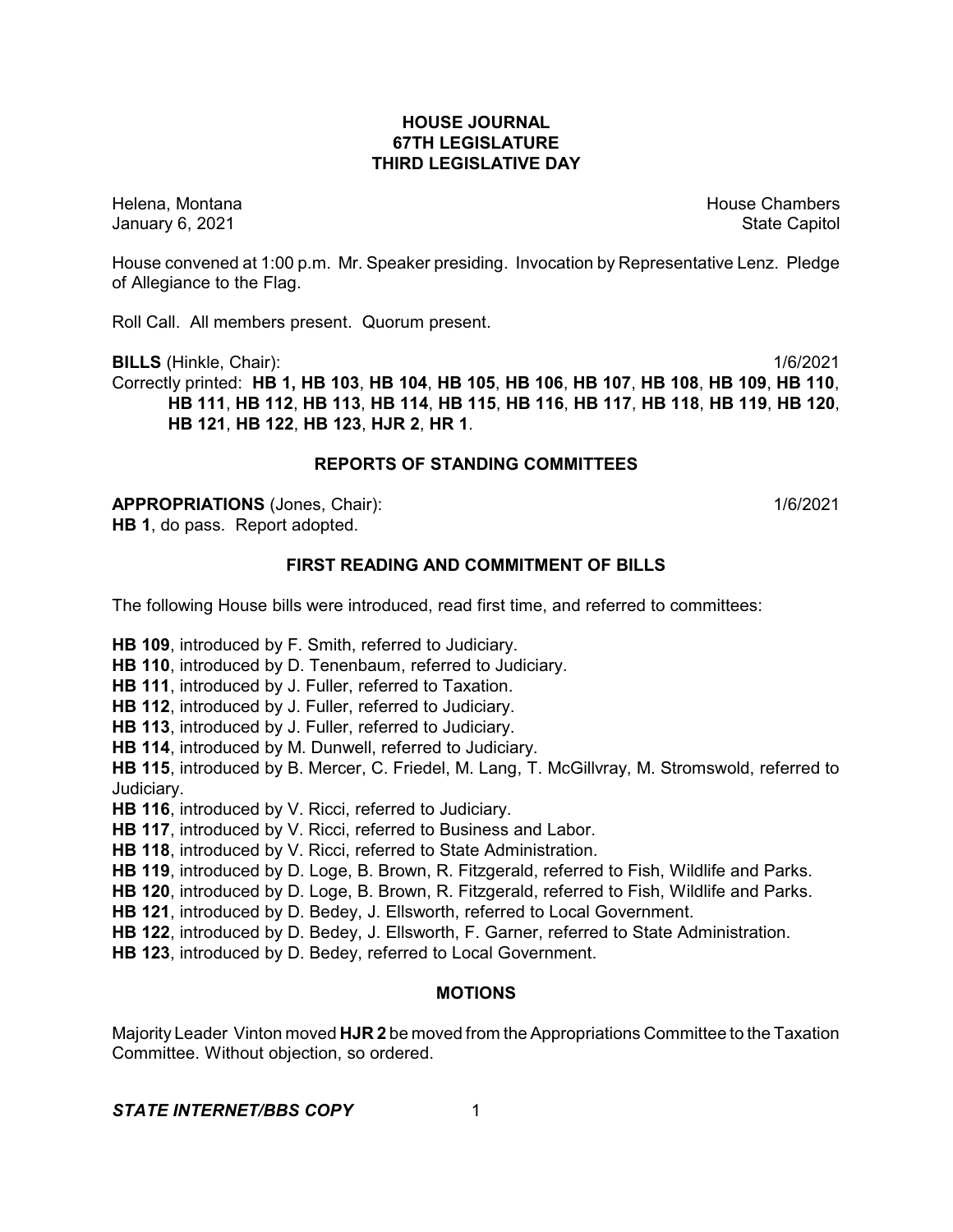# HOUSE JOURNAL
# 67TH LEGISLATURE
# THIRD LEGISLATIVE DAY

Helena, Montana House Chambers
January 6, 2021 State Capitol

House convened at 1:00 p.m. Mr. Speaker presiding. Invocation by Representative Lenz. Pledge of Allegiance to the Flag.

Roll Call. All members present. Quorum present.

**BILLS** (Hinkle, Chair): 1/6/2021
Correctly printed: **HB 1, HB 103**, **HB 104**, **HB 105**, **HB 106**, **HB 107**, **HB 108**, **HB 109**, **HB 110**, **HB 111**, **HB 112**, **HB 113**, **HB 114**, **HB 115**, **HB 116**, **HB 117**, **HB 118**, **HB 119**, **HB 120**, **HB 121**, **HB 122**, **HB 123**, **HJR 2**, **HR 1**.

## REPORTS OF STANDING COMMITTEES

**APPROPRIATIONS** (Jones, Chair): 1/6/2021
**HB 1**, do pass. Report adopted.

## FIRST READING AND COMMITMENT OF BILLS

The following House bills were introduced, read first time, and referred to committees:

**HB 109**, introduced by F. Smith, referred to Judiciary.
**HB 110**, introduced by D. Tenenbaum, referred to Judiciary.
**HB 111**, introduced by J. Fuller, referred to Taxation.
**HB 112**, introduced by J. Fuller, referred to Judiciary.
**HB 113**, introduced by J. Fuller, referred to Judiciary.
**HB 114**, introduced by M. Dunwell, referred to Judiciary.
**HB 115**, introduced by B. Mercer, C. Friedel, M. Lang, T. McGillvray, M. Stromswold, referred to Judiciary.
**HB 116**, introduced by V. Ricci, referred to Judiciary.
**HB 117**, introduced by V. Ricci, referred to Business and Labor.
**HB 118**, introduced by V. Ricci, referred to State Administration.
**HB 119**, introduced by D. Loge, B. Brown, R. Fitzgerald, referred to Fish, Wildlife and Parks.
**HB 120**, introduced by D. Loge, B. Brown, R. Fitzgerald, referred to Fish, Wildlife and Parks.
**HB 121**, introduced by D. Bedey, J. Ellsworth, referred to Local Government.
**HB 122**, introduced by D. Bedey, J. Ellsworth, F. Garner, referred to State Administration.
**HB 123**, introduced by D. Bedey, referred to Local Government.

## MOTIONS

Majority Leader Vinton moved **HJR 2** be moved from the Appropriations Committee to the Taxation Committee. Without objection, so ordered.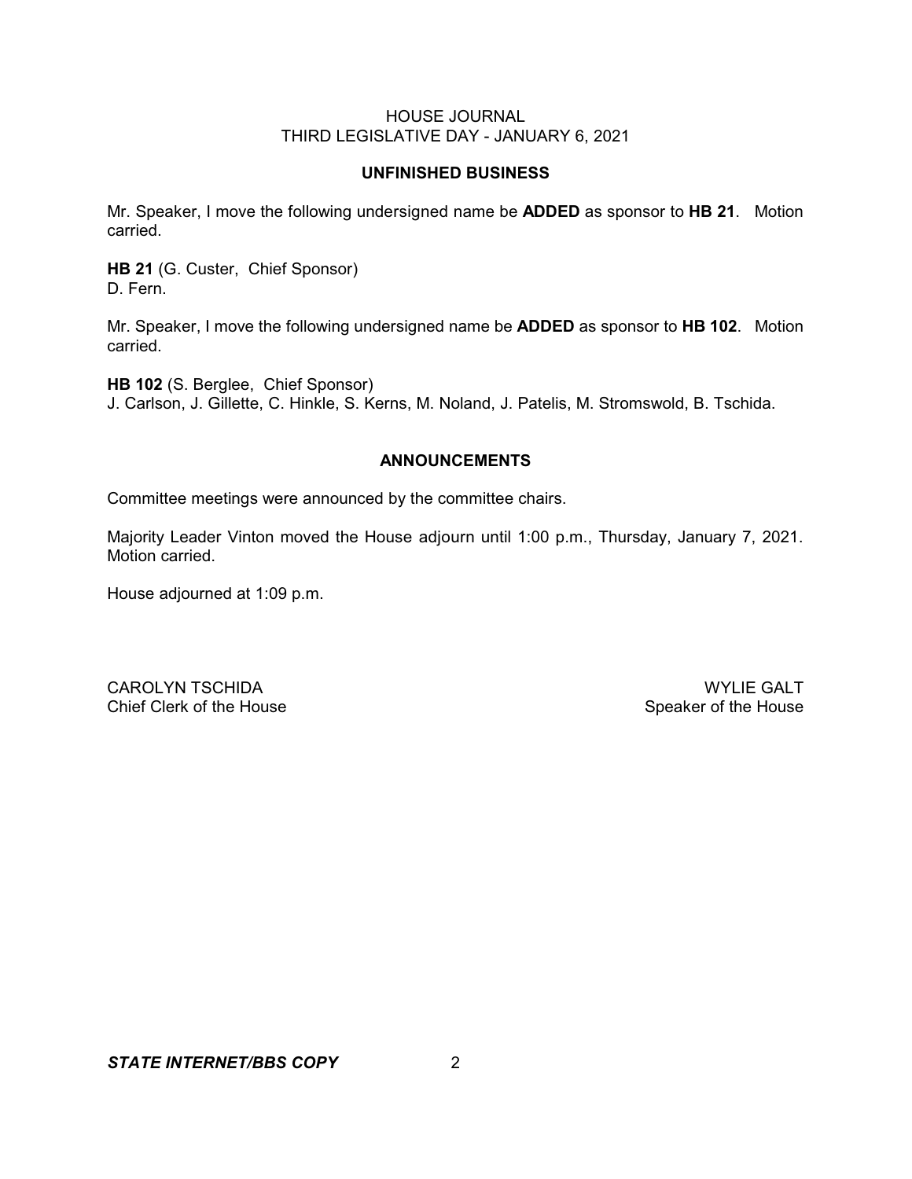## UNFINISHED BUSINESS

Mr. Speaker, I move the following undersigned name be **ADDED** as sponsor to **HB 21**. Motion carried.

**HB 21** (G. Custer, Chief Sponsor)
D. Fern.

Mr. Speaker, I move the following undersigned name be **ADDED** as sponsor to **HB 102**. Motion carried.

**HB 102** (S. Berglee, Chief Sponsor)
J. Carlson, J. Gillette, C. Hinkle, S. Kerns, M. Noland, J. Patelis, M. Stromswold, B. Tschida.

## ANNOUNCEMENTS

Committee meetings were announced by the committee chairs.

Majority Leader Vinton moved the House adjourn until 1:00 p.m., Thursday, January 7, 2021. Motion carried.

House adjourned at 1:09 p.m.

CAROLYN TSCHIDA
Chief Clerk of the House

WYLIE GALT
Speaker of the House